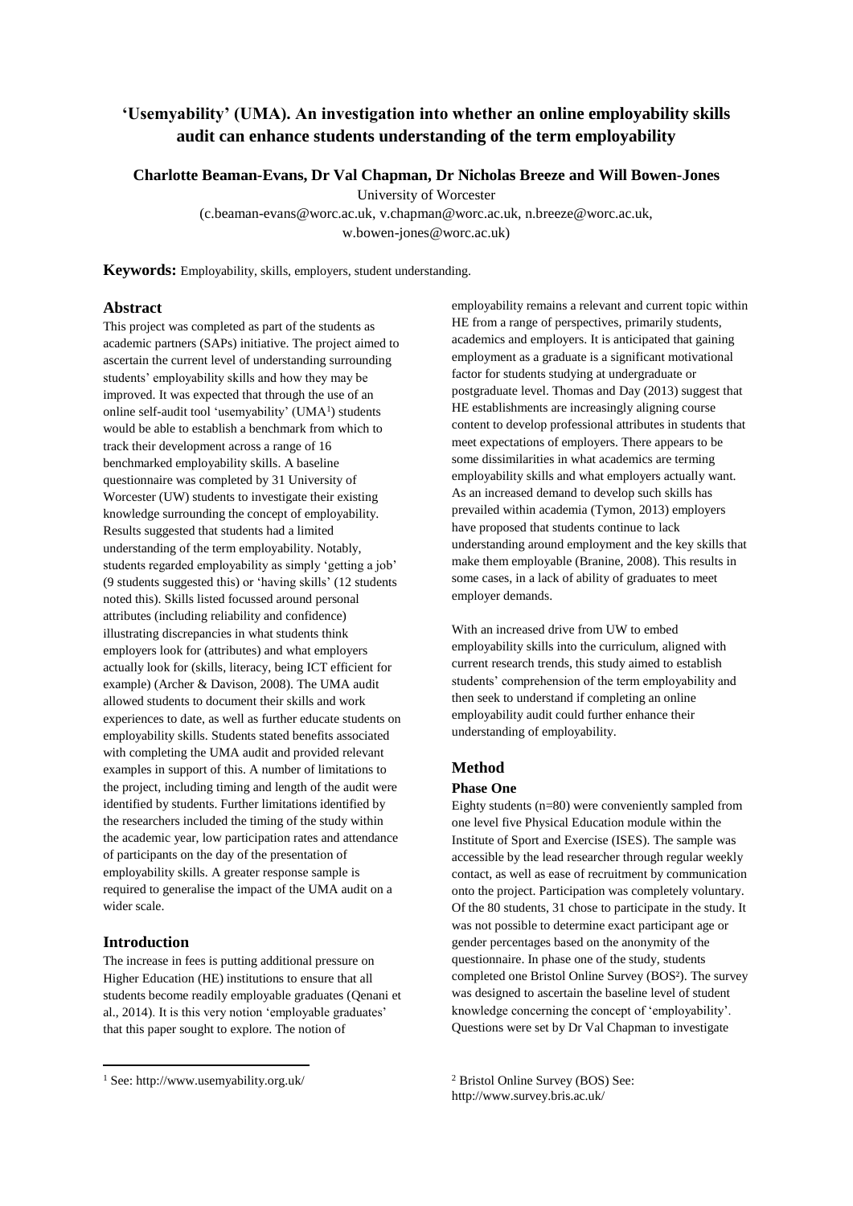# 'Usemyability' (UMA). An investigation into whether an online employability skills audit can enhance students understanding of the term employability

**Charlotte Beaman-Evans, Dr Val Chapman, Dr Nicholas Breeze and Will Bowen-Jones**

University of Worcester

(c.beaman-evans@worc.ac.uk, v.chapman@worc.ac.uk, n.breeze@worc.ac.uk, w.bowen-jones@worc.ac.uk)

**Keywords:** Employability, skills, employers, student understanding.

## Abstract

This project was completed as part of the students as academic partners (SAPs) initiative. The project aimed to ascertain the current level of understanding surrounding students' employability skills and how they may be improved. It was expected that through the use of an online self-audit tool 'usemyability' (UMA[1]) students would be able to establish a benchmark from which to track their development across a range of 16 benchmarked employability skills. A baseline questionnaire was completed by 31 University of Worcester (UW) students to investigate their existing knowledge surrounding the concept of employability. Results suggested that students had a limited understanding of the term employability. Notably, students regarded employability as simply 'getting a job' (9 students suggested this) or 'having skills' (12 students noted this). Skills listed focussed around personal attributes (including reliability and confidence) illustrating discrepancies in what students think employers look for (attributes) and what employers actually look for (skills, literacy, being ICT efficient for example) (Archer & Davison, 2008). The UMA audit allowed students to document their skills and work experiences to date, as well as further educate students on employability skills. Students stated benefits associated with completing the UMA audit and provided relevant examples in support of this. A number of limitations to the project, including timing and length of the audit were identified by students. Further limitations identified by the researchers included the timing of the study within the academic year, low participation rates and attendance of participants on the day of the presentation of employability skills. A greater response sample is required to generalise the impact of the UMA audit on a wider scale.

## Introduction

The increase in fees is putting additional pressure on Higher Education (HE) institutions to ensure that all students become readily employable graduates (Qenani et al., 2014). It is this very notion 'employable graduates' that this paper sought to explore. The notion of employability remains a relevant and current topic within HE from a range of perspectives, primarily students, academics and employers. It is anticipated that gaining employment as a graduate is a significant motivational factor for students studying at undergraduate or postgraduate level. Thomas and Day (2013) suggest that HE establishments are increasingly aligning course content to develop professional attributes in students that meet expectations of employers. There appears to be some dissimilarities in what academics are terming employability skills and what employers actually want. As an increased demand to develop such skills has prevailed within academia (Tymon, 2013) employers have proposed that students continue to lack understanding around employment and the key skills that make them employable (Branine, 2008). This results in some cases, in a lack of ability of graduates to meet employer demands.

With an increased drive from UW to embed employability skills into the curriculum, aligned with current research trends, this study aimed to establish students' comprehension of the term employability and then seek to understand if completing an online employability audit could further enhance their understanding of employability.

## Method

### Phase One

Eighty students (n=80) were conveniently sampled from one level five Physical Education module within the Institute of Sport and Exercise (ISES). The sample was accessible by the lead researcher through regular weekly contact, as well as ease of recruitment by communication onto the project. Participation was completely voluntary. Of the 80 students, 31 chose to participate in the study. It was not possible to determine exact participant age or gender percentages based on the anonymity of the questionnaire. In phase one of the study, students completed one Bristol Online Survey (BOS[2]). The survey was designed to ascertain the baseline level of student knowledge concerning the concept of 'employability'. Questions were set by Dr Val Chapman to investigate

---

[1] See: http://www.usemyability.org.uk/

[2] Bristol Online Survey (BOS) See: http://www.survey.bris.ac.uk/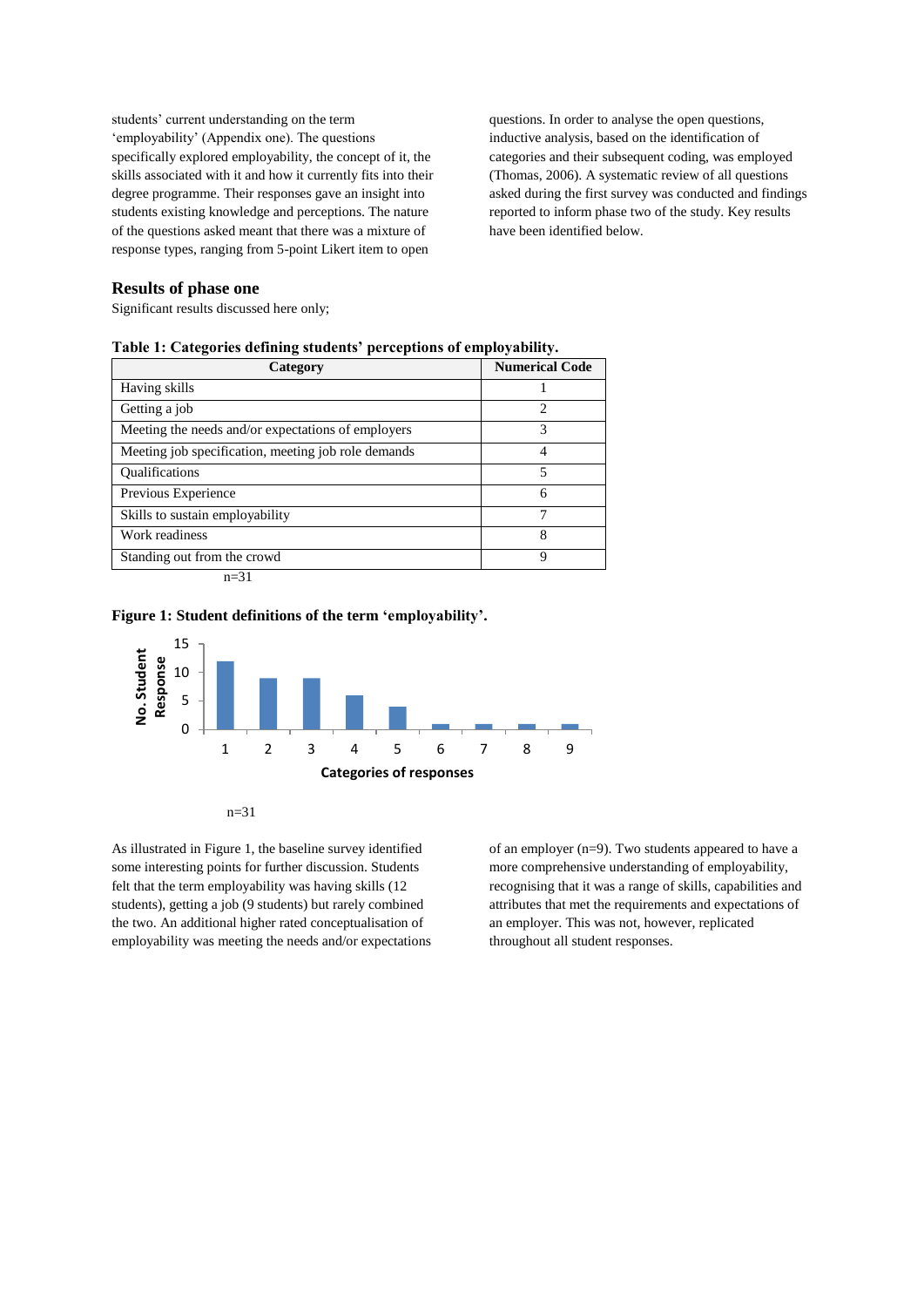students' current understanding on the term 'employability' (Appendix one). The questions specifically explored employability, the concept of it, the skills associated with it and how it currently fits into their degree programme. Their responses gave an insight into students existing knowledge and perceptions. The nature of the questions asked meant that there was a mixture of response types, ranging from 5-point Likert item to open questions. In order to analyse the open questions, inductive analysis, based on the identification of categories and their subsequent coding, was employed (Thomas, 2006). A systematic review of all questions asked during the first survey was conducted and findings reported to inform phase two of the study. Key results have been identified below.

## Results of phase one

Significant results discussed here only;

**Table 1: Categories defining students' perceptions of employability.**

| Category | Numerical Code |
|---|---|
| Having skills | 1 |
| Getting a job | 2 |
| Meeting the needs and/or expectations of employers | 3 |
| Meeting job specification, meeting job role demands | 4 |
| Qualifications | 5 |
| Previous Experience | 6 |
| Skills to sustain employability | 7 |
| Work readiness | 8 |
| Standing out from the crowd | 9 |

n=31

**Figure 1: Student definitions of the term 'employability'.**

n=31

As illustrated in Figure 1, the baseline survey identified some interesting points for further discussion. Students felt that the term employability was having skills (12 students), getting a job (9 students) but rarely combined the two. An additional higher rated conceptualisation of employability was meeting the needs and/or expectations of an employer (n=9). Two students appeared to have a more comprehensive understanding of employability, recognising that it was a range of skills, capabilities and attributes that met the requirements and expectations of an employer. This was not, however, replicated throughout all student responses.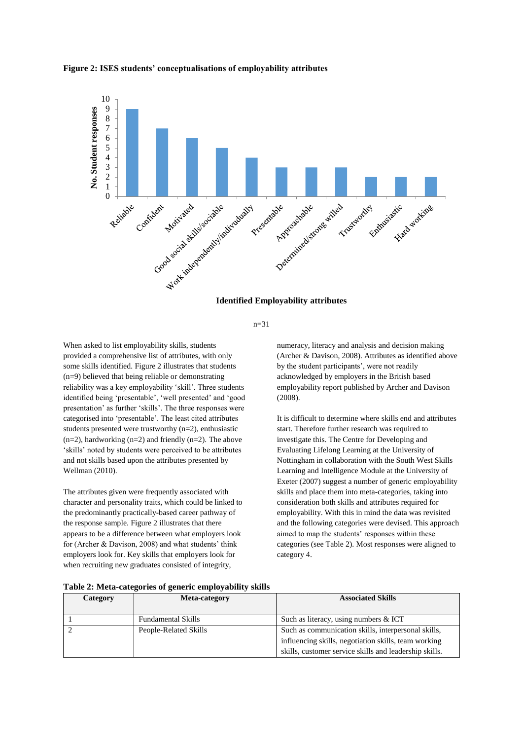**Figure 2: ISES students' conceptualisations of employability attributes**

| Identified Employability attributes | No. Student responses |
|---|---|
| Reliable | 9 |
| Confident | 7 |
| Motivated | 6 |
| Good social skills/sociable | 5 |
| Work independently/indivudually | 4 |
| Presentable | 3 |
| Approachable | 3 |
| Determined/strong willed | 3 |
| Trustworthy | 2 |
| Enthusiastic | 2 |
| Hard working | 2 |

n=31

When asked to list employability skills, students provided a comprehensive list of attributes, with only some skills identified. Figure 2 illustrates that students (n=9) believed that being reliable or demonstrating reliability was a key employability 'skill'. Three students identified being 'presentable', 'well presented' and 'good presentation' as further 'skills'. The three responses were categorised into 'presentable'. The least cited attributes students presented were trustworthy (n=2), enthusiastic (n=2), hardworking (n=2) and friendly (n=2). The above 'skills' noted by students were perceived to be attributes and not skills based upon the attributes presented by Wellman (2010).

The attributes given were frequently associated with character and personality traits, which could be linked to the predominantly practically-based career pathway of the response sample. Figure 2 illustrates that there appears to be a difference between what employers look for (Archer & Davison, 2008) and what students' think employers look for. Key skills that employers look for when recruiting new graduates consisted of integrity, numeracy, literacy and analysis and decision making (Archer & Davison, 2008). Attributes as identified above by the student participants', were not readily acknowledged by employers in the British based employability report published by Archer and Davison (2008).

It is difficult to determine where skills end and attributes start. Therefore further research was required to investigate this. The Centre for Developing and Evaluating Lifelong Learning at the University of Nottingham in collaboration with the South West Skills Learning and Intelligence Module at the University of Exeter (2007) suggest a number of generic employability skills and place them into meta-categories, taking into consideration both skills and attributes required for employability. With this in mind the data was revisited and the following categories were devised. This approach aimed to map the students' responses within these categories (see Table 2). Most responses were aligned to category 4.

**Table 2: Meta-categories of generic employability skills**

| Category | Meta-category | Associated Skills |
|---|---|---|
| 1 | Fundamental Skills | Such as literacy, using numbers & ICT |
| 2 | People-Related Skills | Such as communication skills, interpersonal skills, influencing skills, negotiation skills, team working skills, customer service skills and leadership skills. |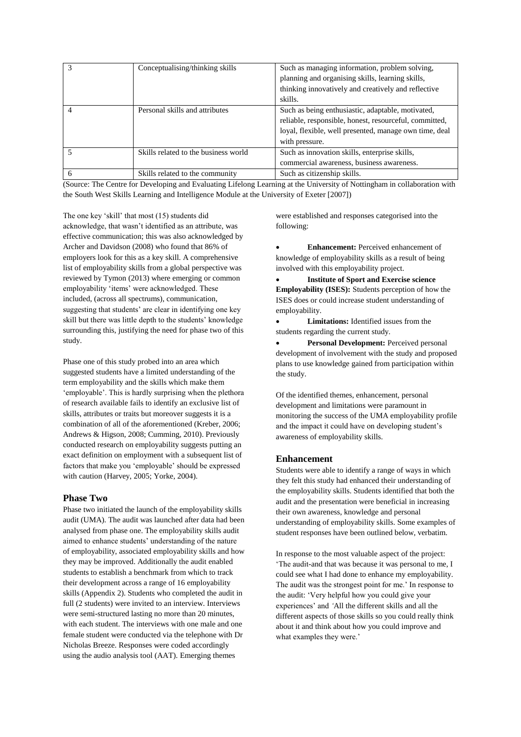| 3 | Conceptualising/thinking skills | Such as managing information, problem solving, planning and organising skills, learning skills, thinking innovatively and creatively and reflective skills. |
|---|---|---|
| 4 | Personal skills and attributes | Such as being enthusiastic, adaptable, motivated, reliable, responsible, honest, resourceful, committed, loyal, flexible, well presented, manage own time, deal with pressure. |
| 5 | Skills related to the business world | Such as innovation skills, enterprise skills, commercial awareness, business awareness. |
| 6 | Skills related to the community | Such as citizenship skills. |

(Source: The Centre for Developing and Evaluating Lifelong Learning at the University of Nottingham in collaboration with the South West Skills Learning and Intelligence Module at the University of Exeter [2007])

The one key 'skill' that most (15) students did acknowledge, that wasn't identified as an attribute, was effective communication; this was also acknowledged by Archer and Davidson (2008) who found that 86% of employers look for this as a key skill. A comprehensive list of employability skills from a global perspective was reviewed by Tymon (2013) where emerging or common employability 'items' were acknowledged. These included, (across all spectrums), communication, suggesting that students' are clear in identifying one key skill but there was little depth to the students' knowledge surrounding this, justifying the need for phase two of this study.

Phase one of this study probed into an area which suggested students have a limited understanding of the term employability and the skills which make them 'employable'. This is hardly surprising when the plethora of research available fails to identify an exclusive list of skills, attributes or traits but moreover suggests it is a combination of all of the aforementioned (Kreber, 2006; Andrews & Higson, 2008; Cumming, 2010). Previously conducted research on employability suggests putting an exact definition on employment with a subsequent list of factors that make you 'employable' should be expressed with caution (Harvey, 2005; Yorke, 2004).

## Phase Two

Phase two initiated the launch of the employability skills audit (UMA). The audit was launched after data had been analysed from phase one. The employability skills audit aimed to enhance students' understanding of the nature of employability, associated employability skills and how they may be improved. Additionally the audit enabled students to establish a benchmark from which to track their development across a range of 16 employability skills (Appendix 2). Students who completed the audit in full (2 students) were invited to an interview. Interviews were semi-structured lasting no more than 20 minutes, with each student. The interviews with one male and one female student were conducted via the telephone with Dr Nicholas Breeze. Responses were coded accordingly using the audio analysis tool (AAT). Emerging themes were established and responses categorised into the following:

- **Enhancement:** Perceived enhancement of knowledge of employability skills as a result of being involved with this employability project.
- **Institute of Sport and Exercise science Employability (ISES):** Students perception of how the ISES does or could increase student understanding of employability.
- **Limitations:** Identified issues from the students regarding the current study.
- **Personal Development:** Perceived personal development of involvement with the study and proposed plans to use knowledge gained from participation within the study.

Of the identified themes, enhancement, personal development and limitations were paramount in monitoring the success of the UMA employability profile and the impact it could have on developing student's awareness of employability skills.

## Enhancement

Students were able to identify a range of ways in which they felt this study had enhanced their understanding of the employability skills. Students identified that both the audit and the presentation were beneficial in increasing their own awareness, knowledge and personal understanding of employability skills. Some examples of student responses have been outlined below, verbatim.

In response to the most valuable aspect of the project: 'The audit-and that was because it was personal to me, I could see what I had done to enhance my employability. The audit was the strongest point for me.' In response to the audit: 'Very helpful how you could give your experiences' and 'All the different skills and all the different aspects of those skills so you could really think about it and think about how you could improve and what examples they were.'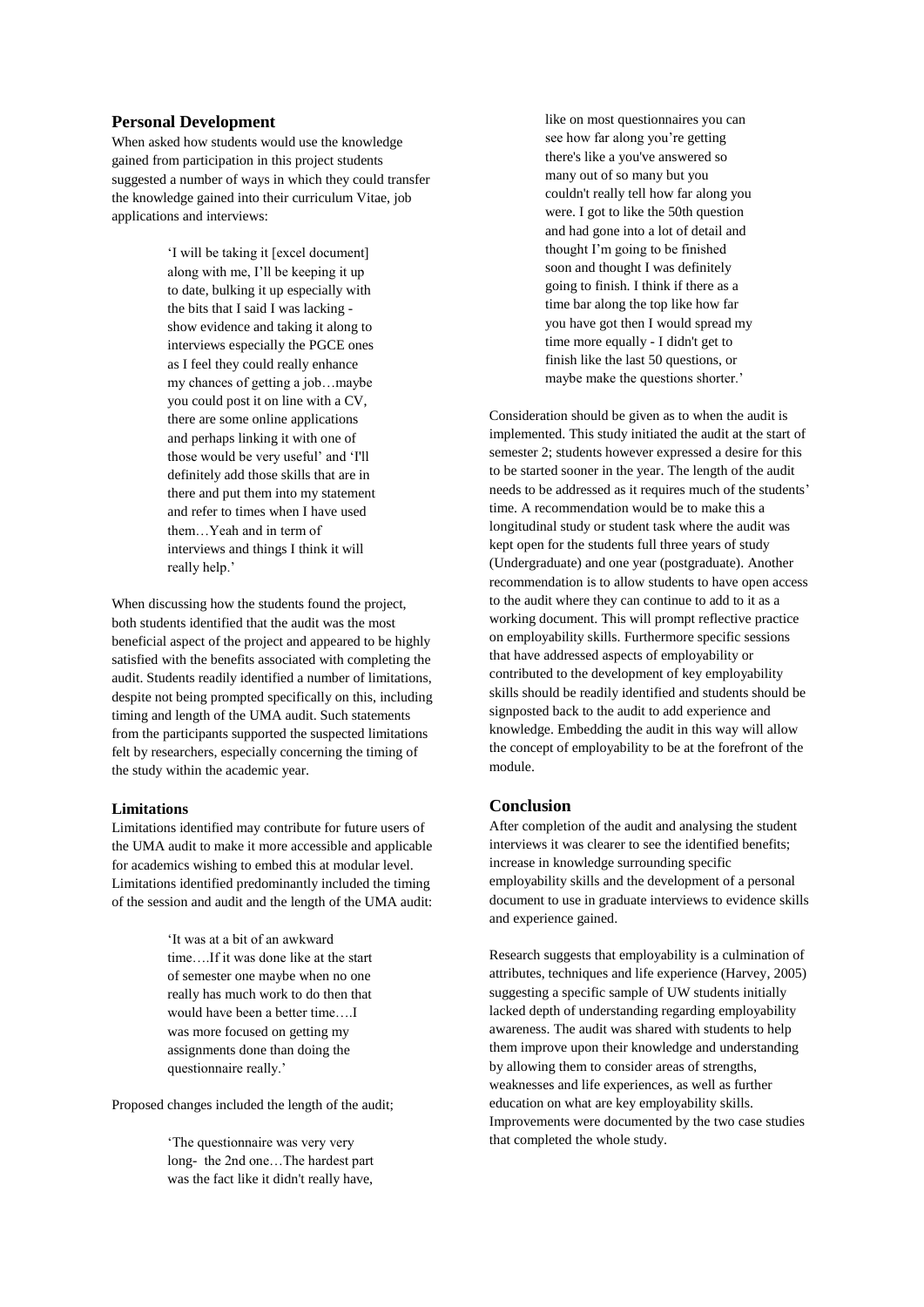## Personal Development

When asked how students would use the knowledge gained from participation in this project students suggested a number of ways in which they could transfer the knowledge gained into their curriculum Vitae, job applications and interviews:

> 'I will be taking it [excel document] along with me, I'll be keeping it up to date, bulking it up especially with the bits that I said I was lacking - show evidence and taking it along to interviews especially the PGCE ones as I feel they could really enhance my chances of getting a job…maybe you could post it on line with a CV, there are some online applications and perhaps linking it with one of those would be very useful' and 'I'll definitely add those skills that are in there and put them into my statement and refer to times when I have used them…Yeah and in term of interviews and things I think it will really help.'

When discussing how the students found the project, both students identified that the audit was the most beneficial aspect of the project and appeared to be highly satisfied with the benefits associated with completing the audit. Students readily identified a number of limitations, despite not being prompted specifically on this, including timing and length of the UMA audit. Such statements from the participants supported the suspected limitations felt by researchers, especially concerning the timing of the study within the academic year.

### Limitations

Limitations identified may contribute for future users of the UMA audit to make it more accessible and applicable for academics wishing to embed this at modular level. Limitations identified predominantly included the timing of the session and audit and the length of the UMA audit:

> 'It was at a bit of an awkward time….If it was done like at the start of semester one maybe when no one really has much work to do then that would have been a better time….I was more focused on getting my assignments done than doing the questionnaire really.'

Proposed changes included the length of the audit;

> 'The questionnaire was very very long- the 2nd one…The hardest part was the fact like it didn't really have, like on most questionnaires you can see how far along you're getting there's like a you've answered so many out of so many but you couldn't really tell how far along you were. I got to like the 50th question and had gone into a lot of detail and thought I'm going to be finished soon and thought I was definitely going to finish. I think if there as a time bar along the top like how far you have got then I would spread my time more equally - I didn't get to finish like the last 50 questions, or maybe make the questions shorter.'

Consideration should be given as to when the audit is implemented. This study initiated the audit at the start of semester 2; students however expressed a desire for this to be started sooner in the year. The length of the audit needs to be addressed as it requires much of the students' time. A recommendation would be to make this a longitudinal study or student task where the audit was kept open for the students full three years of study (Undergraduate) and one year (postgraduate). Another recommendation is to allow students to have open access to the audit where they can continue to add to it as a working document. This will prompt reflective practice on employability skills. Furthermore specific sessions that have addressed aspects of employability or contributed to the development of key employability skills should be readily identified and students should be signposted back to the audit to add experience and knowledge. Embedding the audit in this way will allow the concept of employability to be at the forefront of the module.

## Conclusion

After completion of the audit and analysing the student interviews it was clearer to see the identified benefits; increase in knowledge surrounding specific employability skills and the development of a personal document to use in graduate interviews to evidence skills and experience gained.

Research suggests that employability is a culmination of attributes, techniques and life experience (Harvey, 2005) suggesting a specific sample of UW students initially lacked depth of understanding regarding employability awareness. The audit was shared with students to help them improve upon their knowledge and understanding by allowing them to consider areas of strengths, weaknesses and life experiences, as well as further education on what are key employability skills. Improvements were documented by the two case studies that completed the whole study.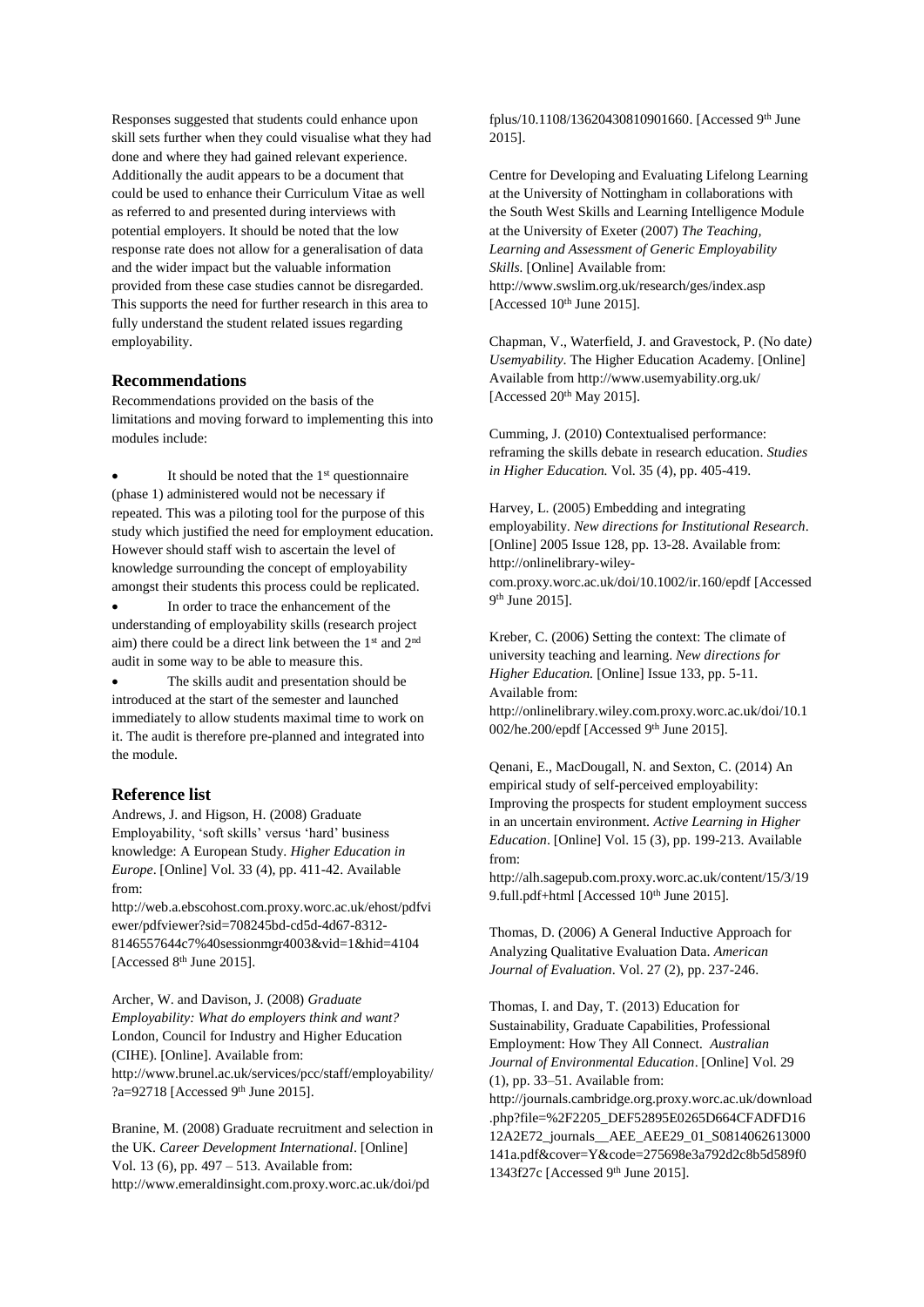Responses suggested that students could enhance upon skill sets further when they could visualise what they had done and where they had gained relevant experience. Additionally the audit appears to be a document that could be used to enhance their Curriculum Vitae as well as referred to and presented during interviews with potential employers. It should be noted that the low response rate does not allow for a generalisation of data and the wider impact but the valuable information provided from these case studies cannot be disregarded. This supports the need for further research in this area to fully understand the student related issues regarding employability.

## Recommendations

Recommendations provided on the basis of the limitations and moving forward to implementing this into modules include:

- It should be noted that the 1st questionnaire (phase 1) administered would not be necessary if repeated. This was a piloting tool for the purpose of this study which justified the need for employment education. However should staff wish to ascertain the level of knowledge surrounding the concept of employability amongst their students this process could be replicated.
- In order to trace the enhancement of the understanding of employability skills (research project aim) there could be a direct link between the 1st and 2nd audit in some way to be able to measure this.
- The skills audit and presentation should be introduced at the start of the semester and launched immediately to allow students maximal time to work on it. The audit is therefore pre-planned and integrated into the module.

## Reference list

Andrews, J. and Higson, H. (2008) Graduate Employability, 'soft skills' versus 'hard' business knowledge: A European Study. *Higher Education in Europe*. [Online] Vol. 33 (4), pp. 411-42. Available from: http://web.a.ebscohost.com.proxy.worc.ac.uk/ehost/pdfviewer/pdfviewer?sid=708245bd-cd5d-4d67-8312-8146557644c7%40sessionmgr4003&vid=1&hid=4104 [Accessed 8th June 2015].

Archer, W. and Davison, J. (2008) *Graduate Employability: What do employers think and want?* London, Council for Industry and Higher Education (CIHE). [Online]. Available from: http://www.brunel.ac.uk/services/pcc/staff/employability/?a=92718 [Accessed 9th June 2015].

Branine, M. (2008) Graduate recruitment and selection in the UK. *Career Development International*. [Online] Vol. 13 (6), pp. 497 – 513. Available from: http://www.emeraldinsight.com.proxy.worc.ac.uk/doi/pdfplus/10.1108/13620430810901660. [Accessed 9th June 2015].

Centre for Developing and Evaluating Lifelong Learning at the University of Nottingham in collaborations with the South West Skills and Learning Intelligence Module at the University of Exeter (2007) *The Teaching, Learning and Assessment of Generic Employability Skills.* [Online] Available from: http://www.swslim.org.uk/research/ges/index.asp [Accessed 10th June 2015].

Chapman, V., Waterfield, J. and Gravestock, P. (No date) *Usemyability*. The Higher Education Academy. [Online] Available from http://www.usemyability.org.uk/ [Accessed 20th May 2015].

Cumming, J. (2010) Contextualised performance: reframing the skills debate in research education. *Studies in Higher Education.* Vol. 35 (4), pp. 405-419.

Harvey, L. (2005) Embedding and integrating employability. *New directions for Institutional Research*. [Online] 2005 Issue 128, pp. 13-28. Available from: http://onlinelibrary-wiley-com.proxy.worc.ac.uk/doi/10.1002/ir.160/epdf [Accessed 9th June 2015].

Kreber, C. (2006) Setting the context: The climate of university teaching and learning. *New directions for Higher Education.* [Online] Issue 133, pp. 5-11. Available from: http://onlinelibrary.wiley.com.proxy.worc.ac.uk/doi/10.1002/he.200/epdf [Accessed 9th June 2015].

Qenani, E., MacDougall, N. and Sexton, C. (2014) An empirical study of self-perceived employability: Improving the prospects for student employment success in an uncertain environment. *Active Learning in Higher Education*. [Online] Vol. 15 (3), pp. 199-213. Available from: http://alh.sagepub.com.proxy.worc.ac.uk/content/15/3/199.full.pdf+html [Accessed 10th June 2015].

Thomas, D. (2006) A General Inductive Approach for Analyzing Qualitative Evaluation Data. *American Journal of Evaluation*. Vol. 27 (2), pp. 237-246.

Thomas, I. and Day, T. (2013) Education for Sustainability, Graduate Capabilities, Professional Employment: How They All Connect. *Australian Journal of Environmental Education*. [Online] Vol. 29 (1), pp. 33–51. Available from: http://journals.cambridge.org.proxy.worc.ac.uk/download.php?file=%2F2205_DEF52895E0265D664CFADFD1612A2E72_journals__AEE_AEE29_01_S0814062613000141a.pdf&cover=Y&code=275698e3a792d2c8b5d589f01343f27c [Accessed 9th June 2015].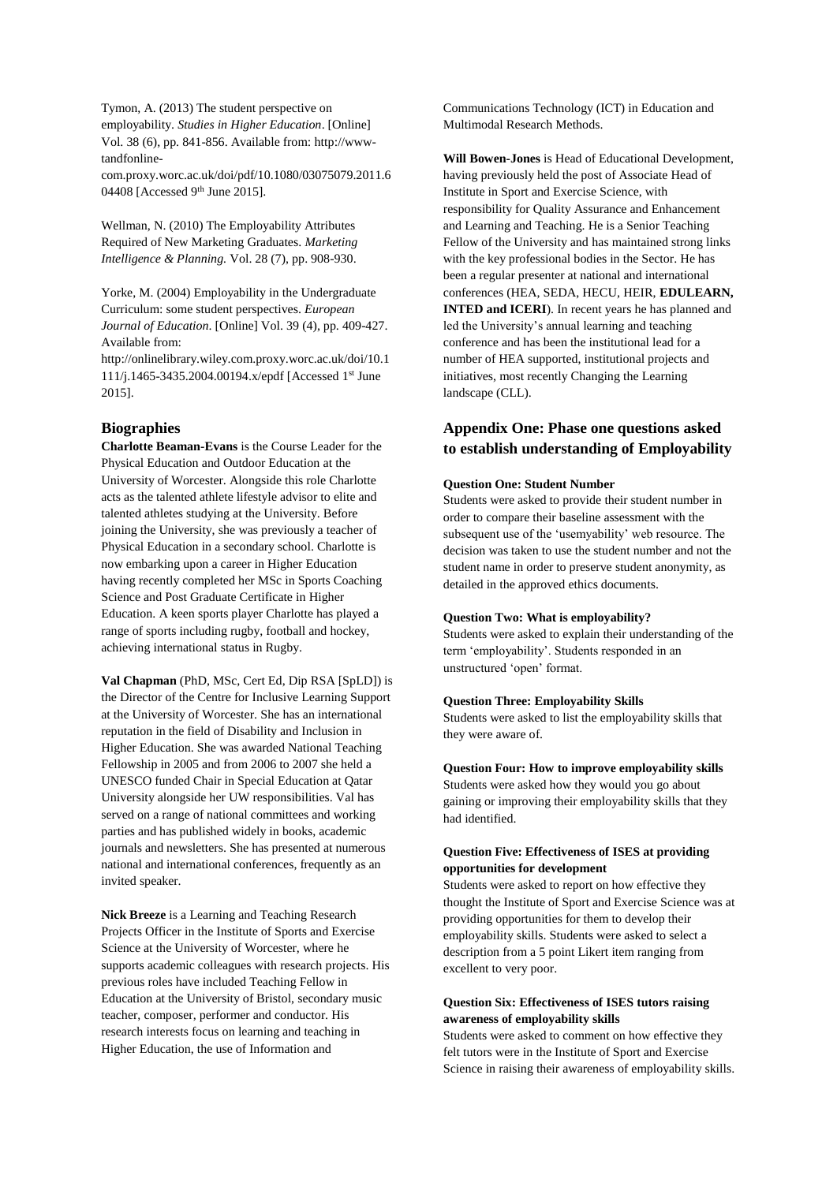Tymon, A. (2013) The student perspective on employability. *Studies in Higher Education*. [Online] Vol. 38 (6), pp. 841-856. Available from: http://www-tandfonline-com.proxy.worc.ac.uk/doi/pdf/10.1080/03075079.2011.604408 [Accessed 9th June 2015].

Wellman, N. (2010) The Employability Attributes Required of New Marketing Graduates. *Marketing Intelligence & Planning.* Vol. 28 (7), pp. 908-930.

Yorke, M. (2004) Employability in the Undergraduate Curriculum: some student perspectives. *European Journal of Education*. [Online] Vol. 39 (4), pp. 409-427. Available from: http://onlinelibrary.wiley.com.proxy.worc.ac.uk/doi/10.1111/j.1465-3435.2004.00194.x/epdf [Accessed 1st June 2015].

## Biographies

**Charlotte Beaman-Evans** is the Course Leader for the Physical Education and Outdoor Education at the University of Worcester. Alongside this role Charlotte acts as the talented athlete lifestyle advisor to elite and talented athletes studying at the University. Before joining the University, she was previously a teacher of Physical Education in a secondary school. Charlotte is now embarking upon a career in Higher Education having recently completed her MSc in Sports Coaching Science and Post Graduate Certificate in Higher Education. A keen sports player Charlotte has played a range of sports including rugby, football and hockey, achieving international status in Rugby.

**Val Chapman** (PhD, MSc, Cert Ed, Dip RSA [SpLD]) is the Director of the Centre for Inclusive Learning Support at the University of Worcester. She has an international reputation in the field of Disability and Inclusion in Higher Education. She was awarded National Teaching Fellowship in 2005 and from 2006 to 2007 she held a UNESCO funded Chair in Special Education at Qatar University alongside her UW responsibilities. Val has served on a range of national committees and working parties and has published widely in books, academic journals and newsletters. She has presented at numerous national and international conferences, frequently as an invited speaker.

**Nick Breeze** is a Learning and Teaching Research Projects Officer in the Institute of Sports and Exercise Science at the University of Worcester, where he supports academic colleagues with research projects. His previous roles have included Teaching Fellow in Education at the University of Bristol, secondary music teacher, composer, performer and conductor. His research interests focus on learning and teaching in Higher Education, the use of Information and Communications Technology (ICT) in Education and Multimodal Research Methods.

**Will Bowen-Jones** is Head of Educational Development, having previously held the post of Associate Head of Institute in Sport and Exercise Science, with responsibility for Quality Assurance and Enhancement and Learning and Teaching. He is a Senior Teaching Fellow of the University and has maintained strong links with the key professional bodies in the Sector. He has been a regular presenter at national and international conferences (HEA, SEDA, HECU, HEIR, **EDULEARN, INTED and ICERI**). In recent years he has planned and led the University's annual learning and teaching conference and has been the institutional lead for a number of HEA supported, institutional projects and initiatives, most recently Changing the Learning landscape (CLL).

## Appendix One: Phase one questions asked to establish understanding of Employability

**Question One: Student Number**

Students were asked to provide their student number in order to compare their baseline assessment with the subsequent use of the 'usemyability' web resource. The decision was taken to use the student number and not the student name in order to preserve student anonymity, as detailed in the approved ethics documents.

**Question Two: What is employability?**

Students were asked to explain their understanding of the term 'employability'. Students responded in an unstructured 'open' format.

**Question Three: Employability Skills**

Students were asked to list the employability skills that they were aware of.

**Question Four: How to improve employability skills**

Students were asked how they would you go about gaining or improving their employability skills that they had identified.

**Question Five: Effectiveness of ISES at providing opportunities for development**

Students were asked to report on how effective they thought the Institute of Sport and Exercise Science was at providing opportunities for them to develop their employability skills. Students were asked to select a description from a 5 point Likert item ranging from excellent to very poor.

**Question Six: Effectiveness of ISES tutors raising awareness of employability skills**

Students were asked to comment on how effective they felt tutors were in the Institute of Sport and Exercise Science in raising their awareness of employability skills.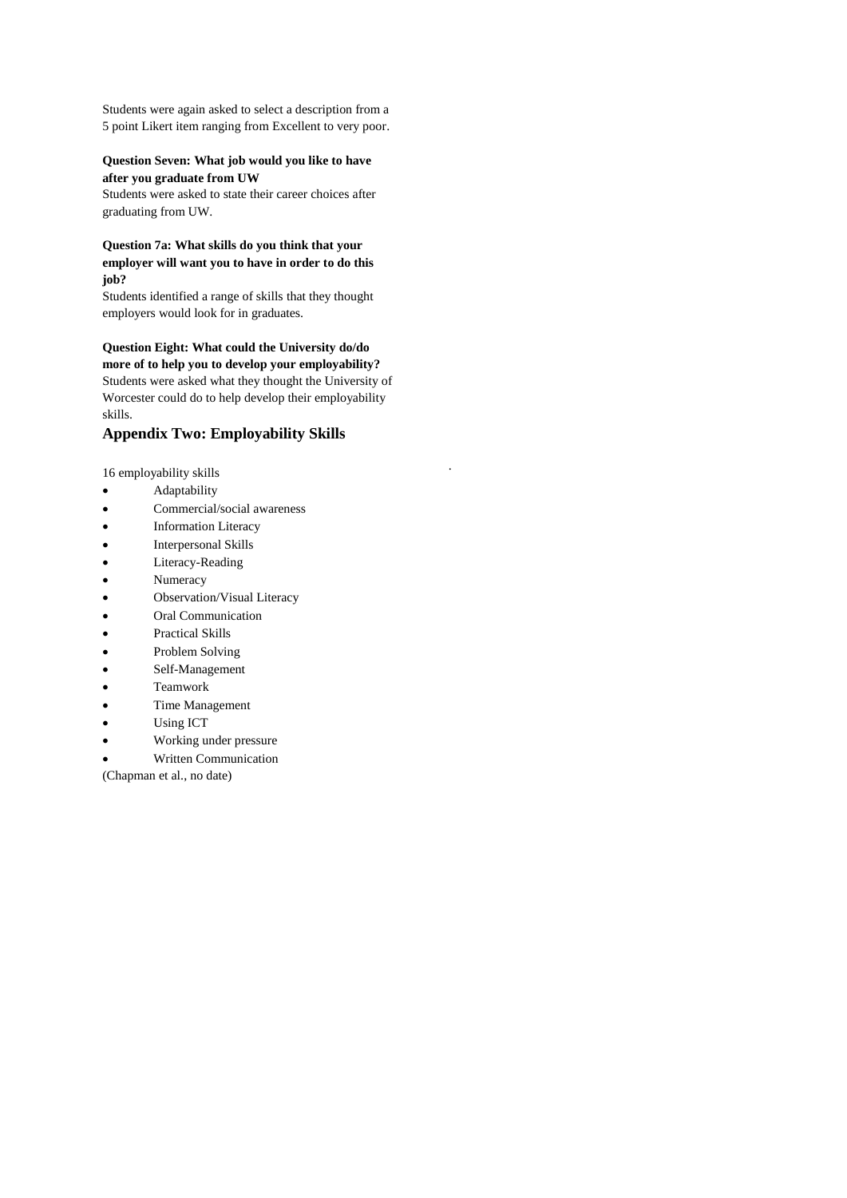Students were again asked to select a description from a 5 point Likert item ranging from Excellent to very poor.

**Question Seven: What job would you like to have after you graduate from UW**

Students were asked to state their career choices after graduating from UW.

**Question 7a: What skills do you think that your employer will want you to have in order to do this job?**

Students identified a range of skills that they thought employers would look for in graduates.

**Question Eight: What could the University do/do more of to help you to develop your employability?**

Students were asked what they thought the University of Worcester could do to help develop their employability skills.

## Appendix Two: Employability Skills

16 employability skills

- Adaptability
- Commercial/social awareness
- Information Literacy
- Interpersonal Skills
- Literacy-Reading
- Numeracy
- Observation/Visual Literacy
- Oral Communication
- Practical Skills
- Problem Solving
- Self-Management
- Teamwork
- Time Management
- Using ICT
- Working under pressure
- Written Communication

(Chapman et al., no date)